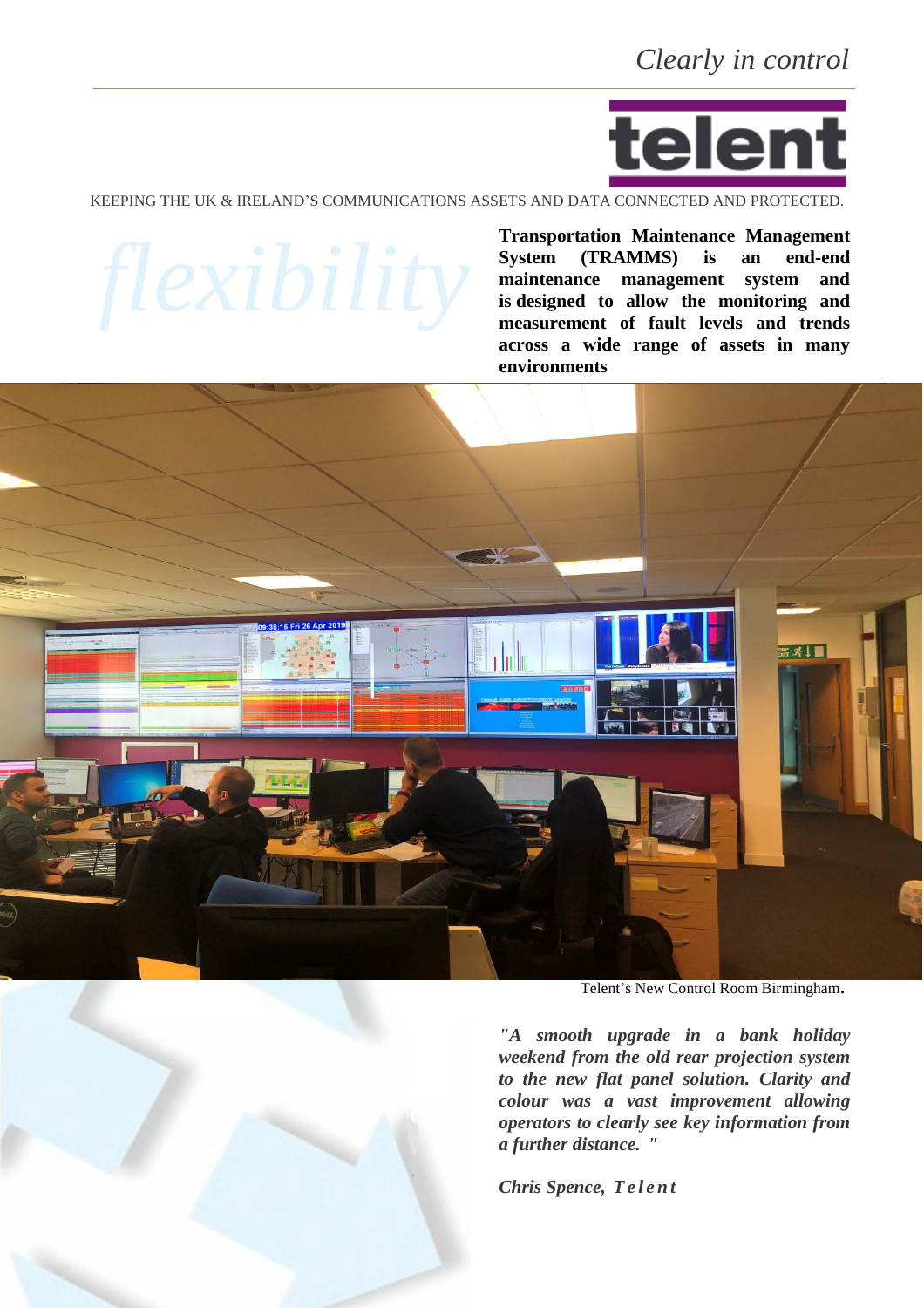*Clearly in control*

**telent**

KEEPING THE UK & IRELAND'S COMMUNICATIONS ASSETS AND DATA CONNECTED AND PROTECTED.

*flexibility*

**Transportation Maintenance Management System (TRAMMS) is an end-end maintenance management system and is designed to allow the monitoring and measurement of fault levels and trends across a wide range of assets in many environments**

Telent's New Control Room Birmingham.

***"A smooth upgrade in a bank holiday weekend from the old rear projection system to the new flat panel solution. Clarity and colour was a vast improvement allowing operators to clearly see key information from a further distance. "***

***Chris Spence, Telent***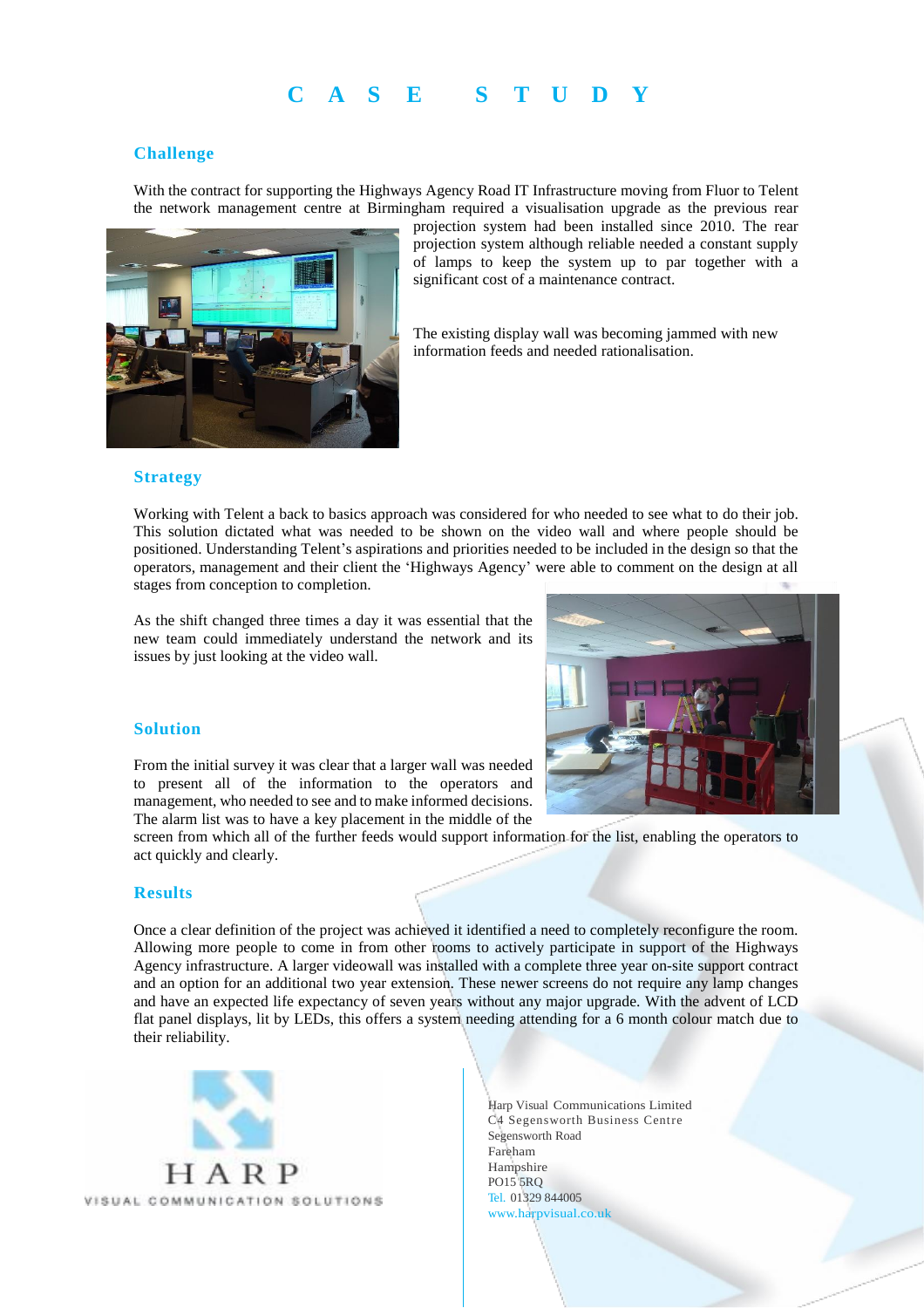# C A S E  S T U D Y

## Challenge

With the contract for supporting the Highways Agency Road IT Infrastructure moving from Fluor to Telent the network management centre at Birmingham required a visualisation upgrade as the previous rear projection system had been installed since 2010. The rear projection system although reliable needed a constant supply of lamps to keep the system up to par together with a significant cost of a maintenance contract.

The existing display wall was becoming jammed with new information feeds and needed rationalisation.

## Strategy

Working with Telent a back to basics approach was considered for who needed to see what to do their job. This solution dictated what was needed to be shown on the video wall and where people should be positioned. Understanding Telent's aspirations and priorities needed to be included in the design so that the operators, management and their client the 'Highways Agency' were able to comment on the design at all stages from conception to completion.

As the shift changed three times a day it was essential that the new team could immediately understand the network and its issues by just looking at the video wall.

## Solution

From the initial survey it was clear that a larger wall was needed to present all of the information to the operators and management, who needed to see and to make informed decisions. The alarm list was to have a key placement in the middle of the screen from which all of the further feeds would support information for the list, enabling the operators to act quickly and clearly.

## Results

Once a clear definition of the project was achieved it identified a need to completely reconfigure the room. Allowing more people to come in from other rooms to actively participate in support of the Highways Agency infrastructure. A larger videowall was installed with a complete three year on-site support contract and an option for an additional two year extension. These newer screens do not require any lamp changes and have an expected life expectancy of seven years without any major upgrade. With the advent of LCD flat panel displays, lit by LEDs, this offers a system needing attending for a 6 month colour match due to their reliability.

HARP
VISUAL COMMUNICATION SOLUTIONS

Harp Visual Communications Limited
C4 Segensworth Business Centre
Segensworth Road
Fareham
Hampshire
PO15 5RQ
Tel. 01329 844005
www.harpvisual.co.uk